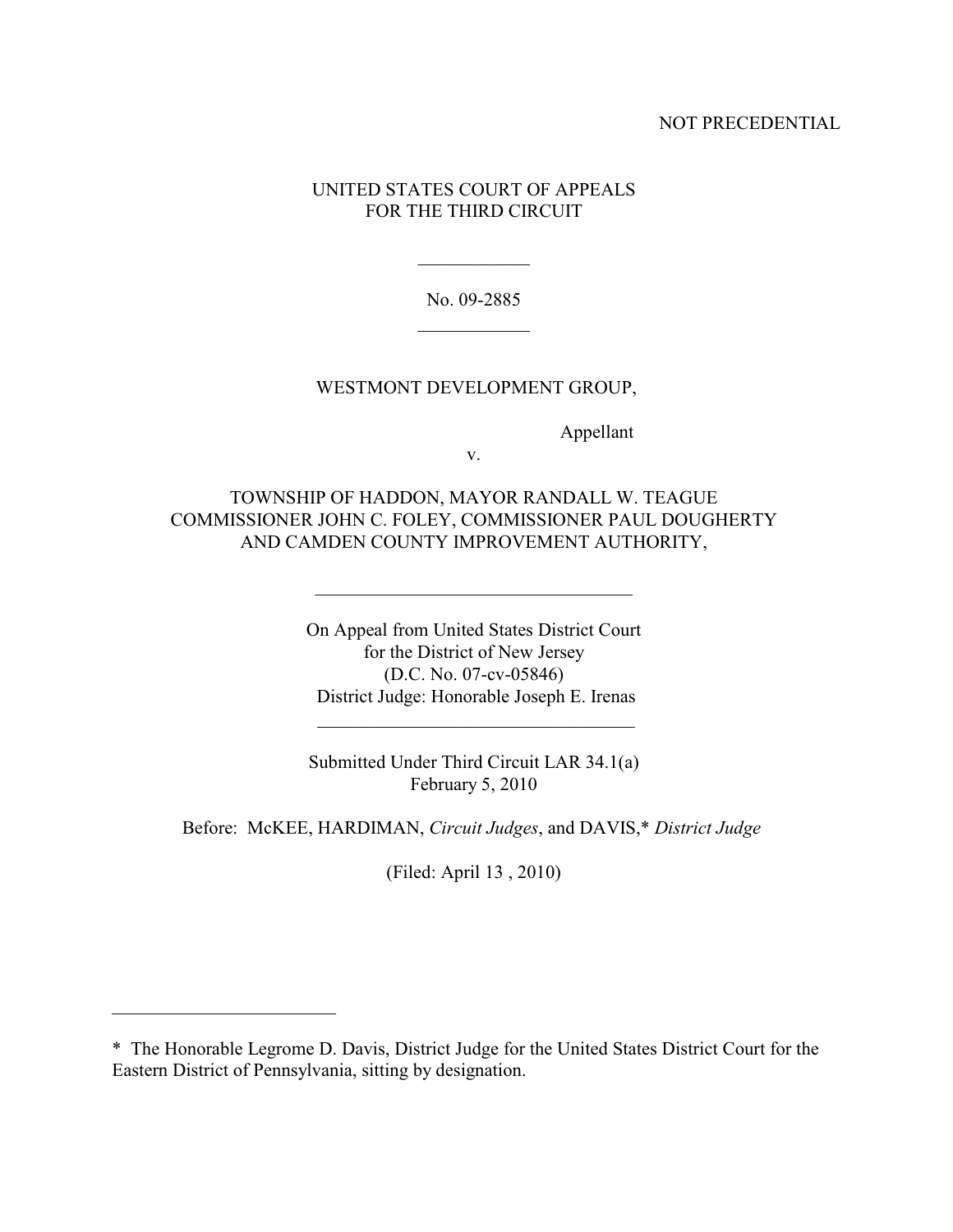NOT PRECEDENTIAL

UNITED STATES COURT OF APPEALS
FOR THE THIRD CIRCUIT

---

No. 09-2885

---

WESTMONT DEVELOPMENT GROUP,

Appellant

v.

TOWNSHIP OF HADDON, MAYOR RANDALL W. TEAGUE
COMMISSIONER JOHN C. FOLEY, COMMISSIONER PAUL DOUGHERTY
AND CAMDEN COUNTY IMPROVEMENT AUTHORITY,

---

On Appeal from United States District Court
for the District of New Jersey
(D.C. No. 07-cv-05846)
District Judge: Honorable Joseph E. Irenas

---

Submitted Under Third Circuit LAR 34.1(a)
February 5, 2010

Before: McKEE, HARDIMAN, *Circuit Judges*, and DAVIS,* *District Judge*

(Filed: April 13 , 2010)

---

\* The Honorable Legrome D. Davis, District Judge for the United States District Court for the Eastern District of Pennsylvania, sitting by designation.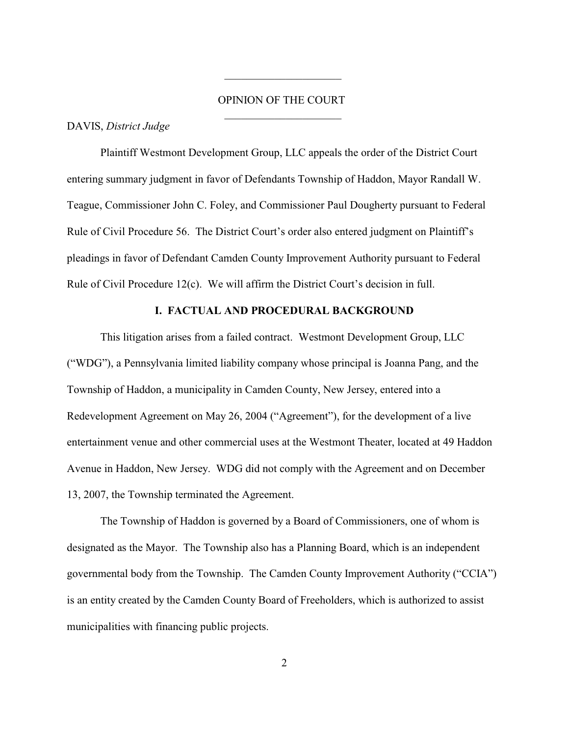## OPINION OF THE COURT

DAVIS, *District Judge*

Plaintiff Westmont Development Group, LLC appeals the order of the District Court entering summary judgment in favor of Defendants Township of Haddon, Mayor Randall W. Teague, Commissioner John C. Foley, and Commissioner Paul Dougherty pursuant to Federal Rule of Civil Procedure 56. The District Court's order also entered judgment on Plaintiff's pleadings in favor of Defendant Camden County Improvement Authority pursuant to Federal Rule of Civil Procedure 12(c). We will affirm the District Court's decision in full.

### I. FACTUAL AND PROCEDURAL BACKGROUND

This litigation arises from a failed contract. Westmont Development Group, LLC ("WDG"), a Pennsylvania limited liability company whose principal is Joanna Pang, and the Township of Haddon, a municipality in Camden County, New Jersey, entered into a Redevelopment Agreement on May 26, 2004 ("Agreement"), for the development of a live entertainment venue and other commercial uses at the Westmont Theater, located at 49 Haddon Avenue in Haddon, New Jersey. WDG did not comply with the Agreement and on December 13, 2007, the Township terminated the Agreement.

The Township of Haddon is governed by a Board of Commissioners, one of whom is designated as the Mayor. The Township also has a Planning Board, which is an independent governmental body from the Township. The Camden County Improvement Authority ("CCIA") is an entity created by the Camden County Board of Freeholders, which is authorized to assist municipalities with financing public projects.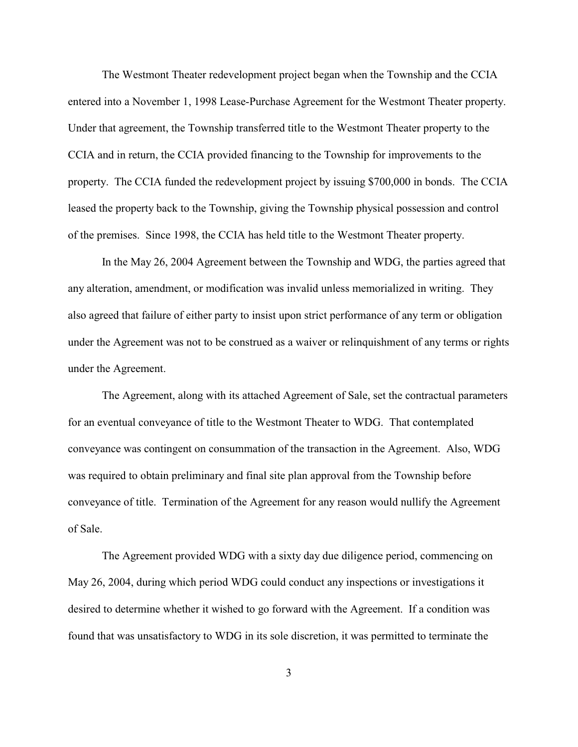The Westmont Theater redevelopment project began when the Township and the CCIA entered into a November 1, 1998 Lease-Purchase Agreement for the Westmont Theater property. Under that agreement, the Township transferred title to the Westmont Theater property to the CCIA and in return, the CCIA provided financing to the Township for improvements to the property. The CCIA funded the redevelopment project by issuing $700,000 in bonds. The CCIA leased the property back to the Township, giving the Township physical possession and control of the premises. Since 1998, the CCIA has held title to the Westmont Theater property.

In the May 26, 2004 Agreement between the Township and WDG, the parties agreed that any alteration, amendment, or modification was invalid unless memorialized in writing. They also agreed that failure of either party to insist upon strict performance of any term or obligation under the Agreement was not to be construed as a waiver or relinquishment of any terms or rights under the Agreement.

The Agreement, along with its attached Agreement of Sale, set the contractual parameters for an eventual conveyance of title to the Westmont Theater to WDG. That contemplated conveyance was contingent on consummation of the transaction in the Agreement. Also, WDG was required to obtain preliminary and final site plan approval from the Township before conveyance of title. Termination of the Agreement for any reason would nullify the Agreement of Sale.

The Agreement provided WDG with a sixty day due diligence period, commencing on May 26, 2004, during which period WDG could conduct any inspections or investigations it desired to determine whether it wished to go forward with the Agreement. If a condition was found that was unsatisfactory to WDG in its sole discretion, it was permitted to terminate the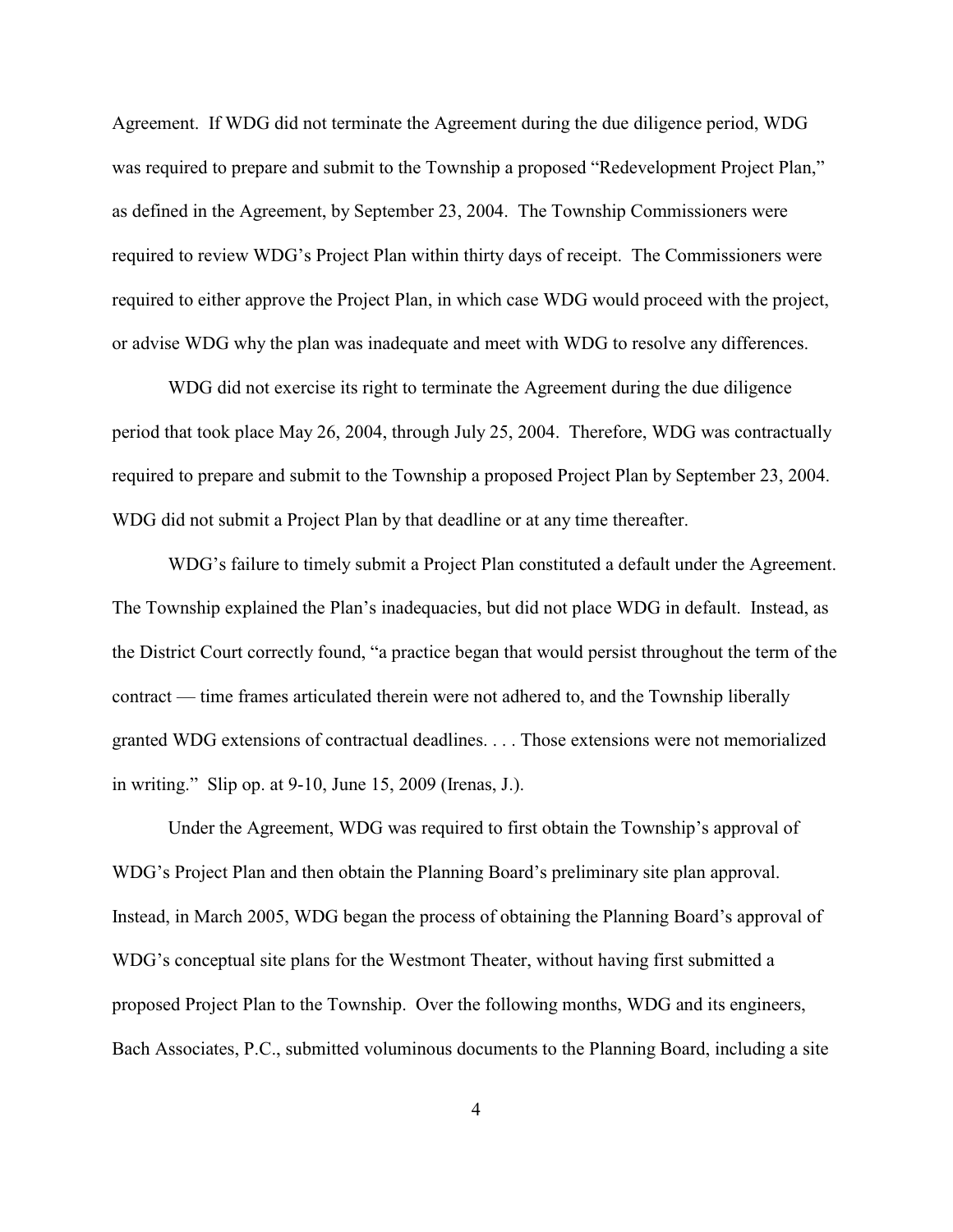Agreement. If WDG did not terminate the Agreement during the due diligence period, WDG was required to prepare and submit to the Township a proposed "Redevelopment Project Plan," as defined in the Agreement, by September 23, 2004. The Township Commissioners were required to review WDG's Project Plan within thirty days of receipt. The Commissioners were required to either approve the Project Plan, in which case WDG would proceed with the project, or advise WDG why the plan was inadequate and meet with WDG to resolve any differences.

WDG did not exercise its right to terminate the Agreement during the due diligence period that took place May 26, 2004, through July 25, 2004. Therefore, WDG was contractually required to prepare and submit to the Township a proposed Project Plan by September 23, 2004. WDG did not submit a Project Plan by that deadline or at any time thereafter.

WDG's failure to timely submit a Project Plan constituted a default under the Agreement. The Township explained the Plan's inadequacies, but did not place WDG in default. Instead, as the District Court correctly found, "a practice began that would persist throughout the term of the contract — time frames articulated therein were not adhered to, and the Township liberally granted WDG extensions of contractual deadlines. . . . Those extensions were not memorialized in writing." Slip op. at 9-10, June 15, 2009 (Irenas, J.).

Under the Agreement, WDG was required to first obtain the Township's approval of WDG's Project Plan and then obtain the Planning Board's preliminary site plan approval. Instead, in March 2005, WDG began the process of obtaining the Planning Board's approval of WDG's conceptual site plans for the Westmont Theater, without having first submitted a proposed Project Plan to the Township. Over the following months, WDG and its engineers, Bach Associates, P.C., submitted voluminous documents to the Planning Board, including a site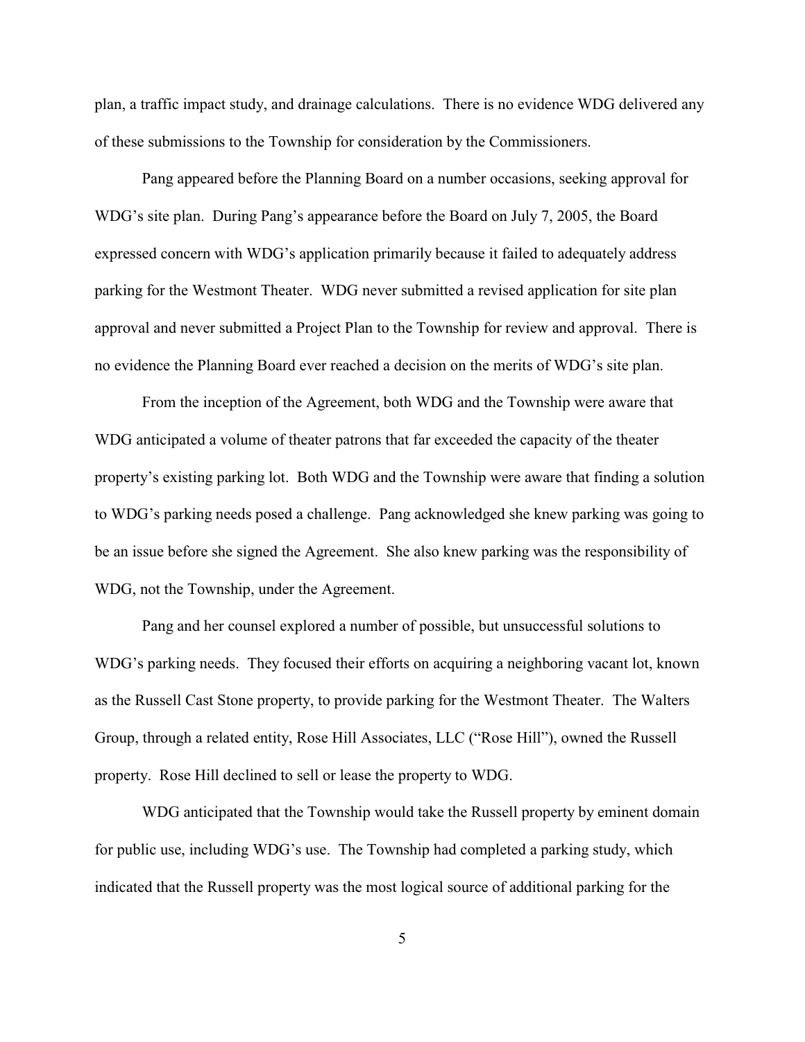plan, a traffic impact study, and drainage calculations. There is no evidence WDG delivered any of these submissions to the Township for consideration by the Commissioners.

Pang appeared before the Planning Board on a number occasions, seeking approval for WDG's site plan. During Pang's appearance before the Board on July 7, 2005, the Board expressed concern with WDG's application primarily because it failed to adequately address parking for the Westmont Theater. WDG never submitted a revised application for site plan approval and never submitted a Project Plan to the Township for review and approval. There is no evidence the Planning Board ever reached a decision on the merits of WDG's site plan.

From the inception of the Agreement, both WDG and the Township were aware that WDG anticipated a volume of theater patrons that far exceeded the capacity of the theater property's existing parking lot. Both WDG and the Township were aware that finding a solution to WDG's parking needs posed a challenge. Pang acknowledged she knew parking was going to be an issue before she signed the Agreement. She also knew parking was the responsibility of WDG, not the Township, under the Agreement.

Pang and her counsel explored a number of possible, but unsuccessful solutions to WDG's parking needs. They focused their efforts on acquiring a neighboring vacant lot, known as the Russell Cast Stone property, to provide parking for the Westmont Theater. The Walters Group, through a related entity, Rose Hill Associates, LLC ("Rose Hill"), owned the Russell property. Rose Hill declined to sell or lease the property to WDG.

WDG anticipated that the Township would take the Russell property by eminent domain for public use, including WDG's use. The Township had completed a parking study, which indicated that the Russell property was the most logical source of additional parking for the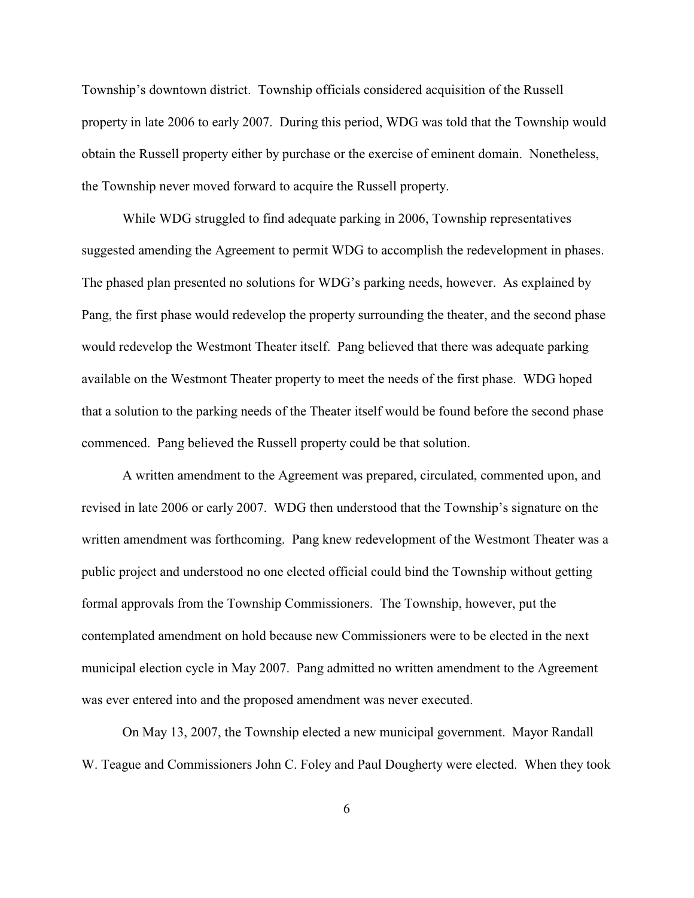Township's downtown district. Township officials considered acquisition of the Russell property in late 2006 to early 2007. During this period, WDG was told that the Township would obtain the Russell property either by purchase or the exercise of eminent domain. Nonetheless, the Township never moved forward to acquire the Russell property.

While WDG struggled to find adequate parking in 2006, Township representatives suggested amending the Agreement to permit WDG to accomplish the redevelopment in phases. The phased plan presented no solutions for WDG's parking needs, however. As explained by Pang, the first phase would redevelop the property surrounding the theater, and the second phase would redevelop the Westmont Theater itself. Pang believed that there was adequate parking available on the Westmont Theater property to meet the needs of the first phase. WDG hoped that a solution to the parking needs of the Theater itself would be found before the second phase commenced. Pang believed the Russell property could be that solution.

A written amendment to the Agreement was prepared, circulated, commented upon, and revised in late 2006 or early 2007. WDG then understood that the Township's signature on the written amendment was forthcoming. Pang knew redevelopment of the Westmont Theater was a public project and understood no one elected official could bind the Township without getting formal approvals from the Township Commissioners. The Township, however, put the contemplated amendment on hold because new Commissioners were to be elected in the next municipal election cycle in May 2007. Pang admitted no written amendment to the Agreement was ever entered into and the proposed amendment was never executed.

On May 13, 2007, the Township elected a new municipal government. Mayor Randall W. Teague and Commissioners John C. Foley and Paul Dougherty were elected. When they took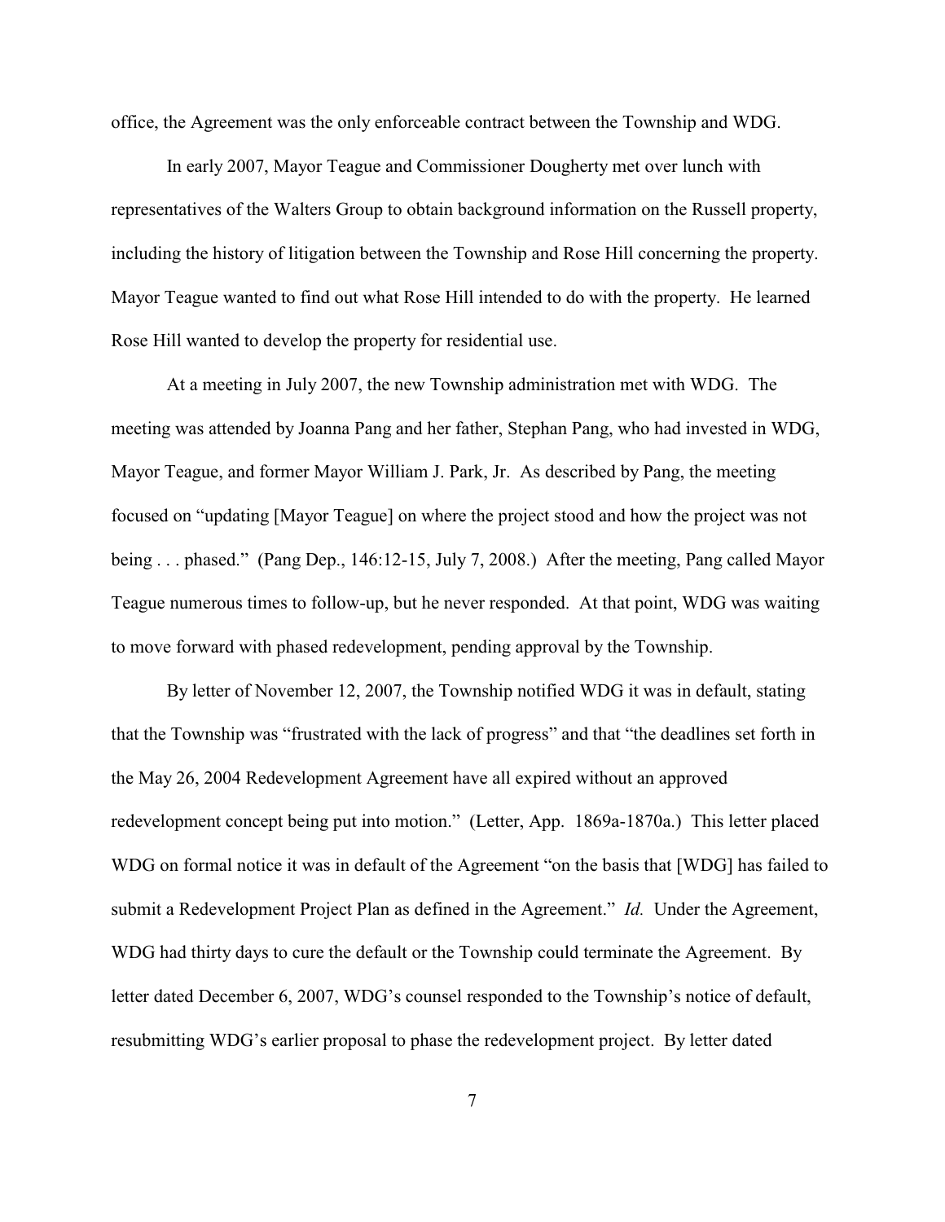office, the Agreement was the only enforceable contract between the Township and WDG.

In early 2007, Mayor Teague and Commissioner Dougherty met over lunch with representatives of the Walters Group to obtain background information on the Russell property, including the history of litigation between the Township and Rose Hill concerning the property. Mayor Teague wanted to find out what Rose Hill intended to do with the property. He learned Rose Hill wanted to develop the property for residential use.

At a meeting in July 2007, the new Township administration met with WDG. The meeting was attended by Joanna Pang and her father, Stephan Pang, who had invested in WDG, Mayor Teague, and former Mayor William J. Park, Jr. As described by Pang, the meeting focused on "updating [Mayor Teague] on where the project stood and how the project was not being . . . phased." (Pang Dep., 146:12-15, July 7, 2008.) After the meeting, Pang called Mayor Teague numerous times to follow-up, but he never responded. At that point, WDG was waiting to move forward with phased redevelopment, pending approval by the Township.

By letter of November 12, 2007, the Township notified WDG it was in default, stating that the Township was "frustrated with the lack of progress" and that "the deadlines set forth in the May 26, 2004 Redevelopment Agreement have all expired without an approved redevelopment concept being put into motion." (Letter, App. 1869a-1870a.) This letter placed WDG on formal notice it was in default of the Agreement "on the basis that [WDG] has failed to submit a Redevelopment Project Plan as defined in the Agreement." *Id.* Under the Agreement, WDG had thirty days to cure the default or the Township could terminate the Agreement. By letter dated December 6, 2007, WDG's counsel responded to the Township's notice of default, resubmitting WDG's earlier proposal to phase the redevelopment project. By letter dated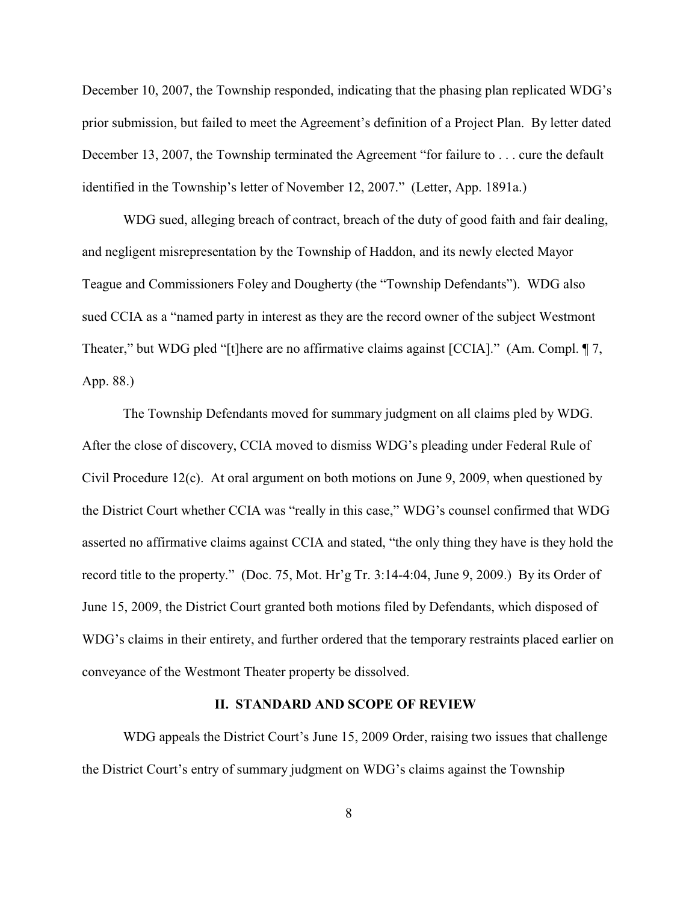December 10, 2007, the Township responded, indicating that the phasing plan replicated WDG's prior submission, but failed to meet the Agreement's definition of a Project Plan. By letter dated December 13, 2007, the Township terminated the Agreement "for failure to . . . cure the default identified in the Township's letter of November 12, 2007." (Letter, App. 1891a.)

WDG sued, alleging breach of contract, breach of the duty of good faith and fair dealing, and negligent misrepresentation by the Township of Haddon, and its newly elected Mayor Teague and Commissioners Foley and Dougherty (the "Township Defendants"). WDG also sued CCIA as a "named party in interest as they are the record owner of the subject Westmont Theater," but WDG pled "[t]here are no affirmative claims against [CCIA]." (Am. Compl. ¶ 7, App. 88.)

The Township Defendants moved for summary judgment on all claims pled by WDG. After the close of discovery, CCIA moved to dismiss WDG's pleading under Federal Rule of Civil Procedure 12(c). At oral argument on both motions on June 9, 2009, when questioned by the District Court whether CCIA was "really in this case," WDG's counsel confirmed that WDG asserted no affirmative claims against CCIA and stated, "the only thing they have is they hold the record title to the property." (Doc. 75, Mot. Hr'g Tr. 3:14-4:04, June 9, 2009.) By its Order of June 15, 2009, the District Court granted both motions filed by Defendants, which disposed of WDG's claims in their entirety, and further ordered that the temporary restraints placed earlier on conveyance of the Westmont Theater property be dissolved.

## II. STANDARD AND SCOPE OF REVIEW

WDG appeals the District Court's June 15, 2009 Order, raising two issues that challenge the District Court's entry of summary judgment on WDG's claims against the Township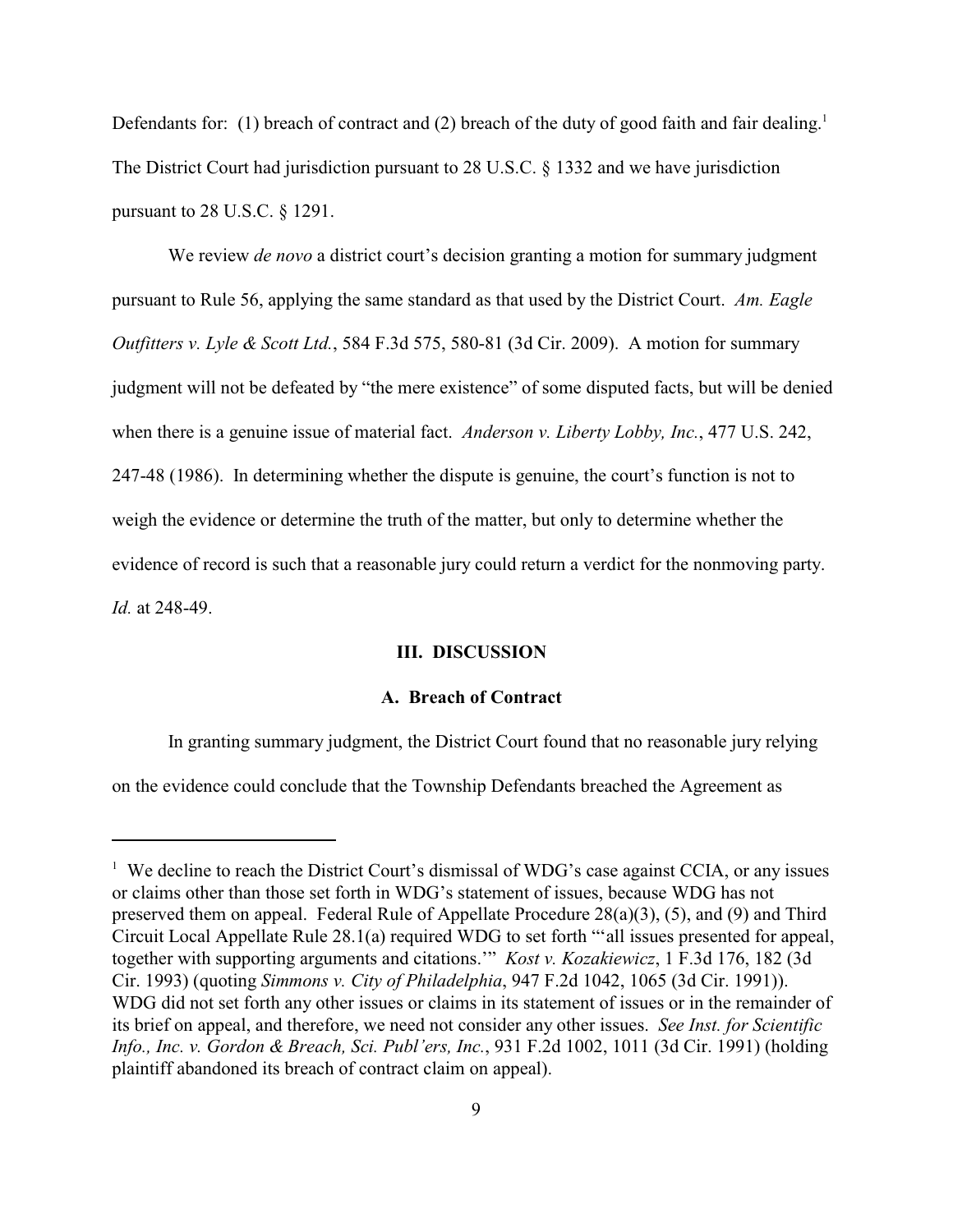Defendants for: (1) breach of contract and (2) breach of the duty of good faith and fair dealing.[1] The District Court had jurisdiction pursuant to 28 U.S.C. § 1332 and we have jurisdiction pursuant to 28 U.S.C. § 1291.

We review *de novo* a district court's decision granting a motion for summary judgment pursuant to Rule 56, applying the same standard as that used by the District Court. *Am. Eagle Outfitters v. Lyle & Scott Ltd.*, 584 F.3d 575, 580-81 (3d Cir. 2009). A motion for summary judgment will not be defeated by "the mere existence" of some disputed facts, but will be denied when there is a genuine issue of material fact. *Anderson v. Liberty Lobby, Inc.*, 477 U.S. 242, 247-48 (1986). In determining whether the dispute is genuine, the court's function is not to weigh the evidence or determine the truth of the matter, but only to determine whether the evidence of record is such that a reasonable jury could return a verdict for the nonmoving party. *Id.* at 248-49.

## III. DISCUSSION

### A. Breach of Contract

In granting summary judgment, the District Court found that no reasonable jury relying on the evidence could conclude that the Township Defendants breached the Agreement as

---

[1] We decline to reach the District Court's dismissal of WDG's case against CCIA, or any issues or claims other than those set forth in WDG's statement of issues, because WDG has not preserved them on appeal. Federal Rule of Appellate Procedure 28(a)(3), (5), and (9) and Third Circuit Local Appellate Rule 28.1(a) required WDG to set forth "'all issues presented for appeal, together with supporting arguments and citations.'" *Kost v. Kozakiewicz*, 1 F.3d 176, 182 (3d Cir. 1993) (quoting *Simmons v. City of Philadelphia*, 947 F.2d 1042, 1065 (3d Cir. 1991)). WDG did not set forth any other issues or claims in its statement of issues or in the remainder of its brief on appeal, and therefore, we need not consider any other issues. *See Inst. for Scientific Info., Inc. v. Gordon & Breach, Sci. Publ'ers, Inc.*, 931 F.2d 1002, 1011 (3d Cir. 1991) (holding plaintiff abandoned its breach of contract claim on appeal).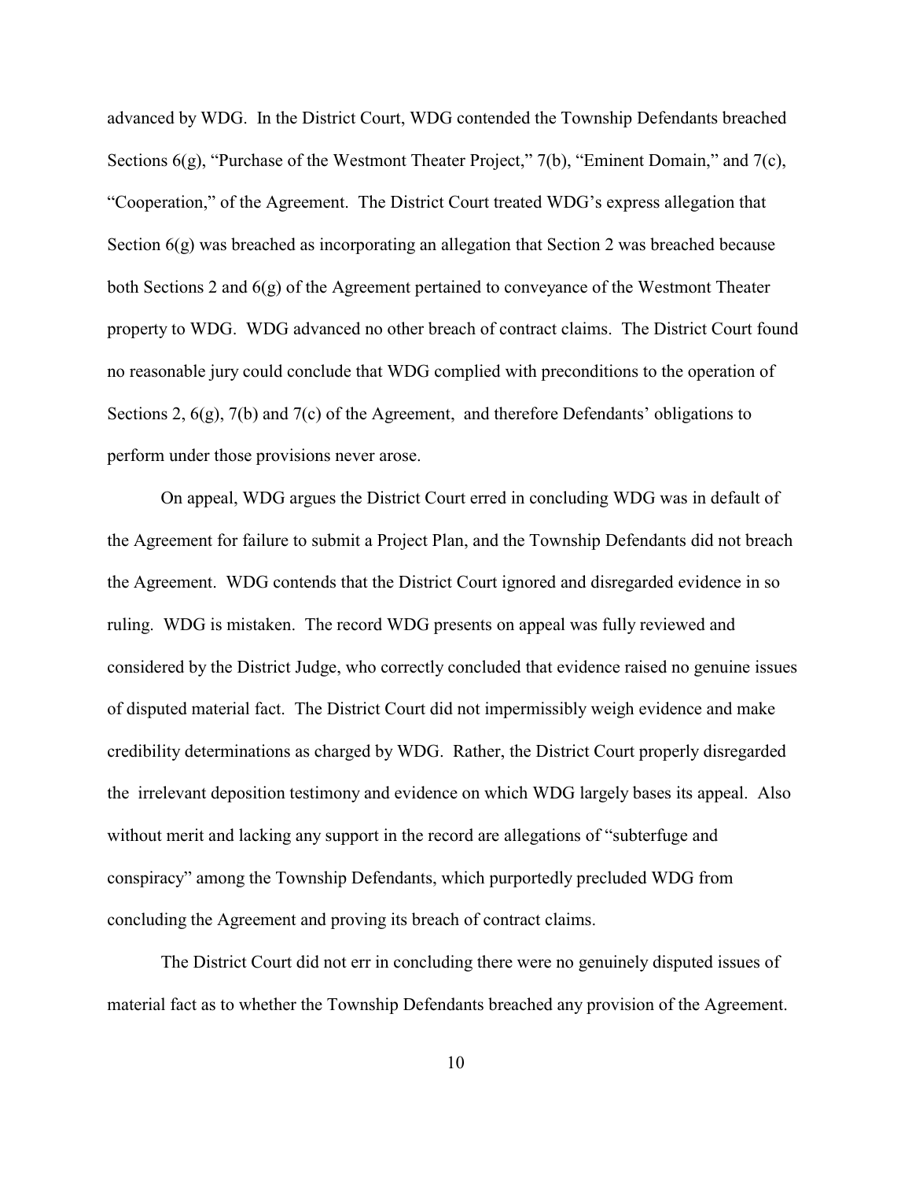advanced by WDG. In the District Court, WDG contended the Township Defendants breached Sections 6(g), "Purchase of the Westmont Theater Project," 7(b), "Eminent Domain," and 7(c), "Cooperation," of the Agreement. The District Court treated WDG's express allegation that Section 6(g) was breached as incorporating an allegation that Section 2 was breached because both Sections 2 and 6(g) of the Agreement pertained to conveyance of the Westmont Theater property to WDG. WDG advanced no other breach of contract claims. The District Court found no reasonable jury could conclude that WDG complied with preconditions to the operation of Sections 2, 6(g), 7(b) and 7(c) of the Agreement, and therefore Defendants' obligations to perform under those provisions never arose.

On appeal, WDG argues the District Court erred in concluding WDG was in default of the Agreement for failure to submit a Project Plan, and the Township Defendants did not breach the Agreement. WDG contends that the District Court ignored and disregarded evidence in so ruling. WDG is mistaken. The record WDG presents on appeal was fully reviewed and considered by the District Judge, who correctly concluded that evidence raised no genuine issues of disputed material fact. The District Court did not impermissibly weigh evidence and make credibility determinations as charged by WDG. Rather, the District Court properly disregarded the irrelevant deposition testimony and evidence on which WDG largely bases its appeal. Also without merit and lacking any support in the record are allegations of "subterfuge and conspiracy" among the Township Defendants, which purportedly precluded WDG from concluding the Agreement and proving its breach of contract claims.

The District Court did not err in concluding there were no genuinely disputed issues of material fact as to whether the Township Defendants breached any provision of the Agreement.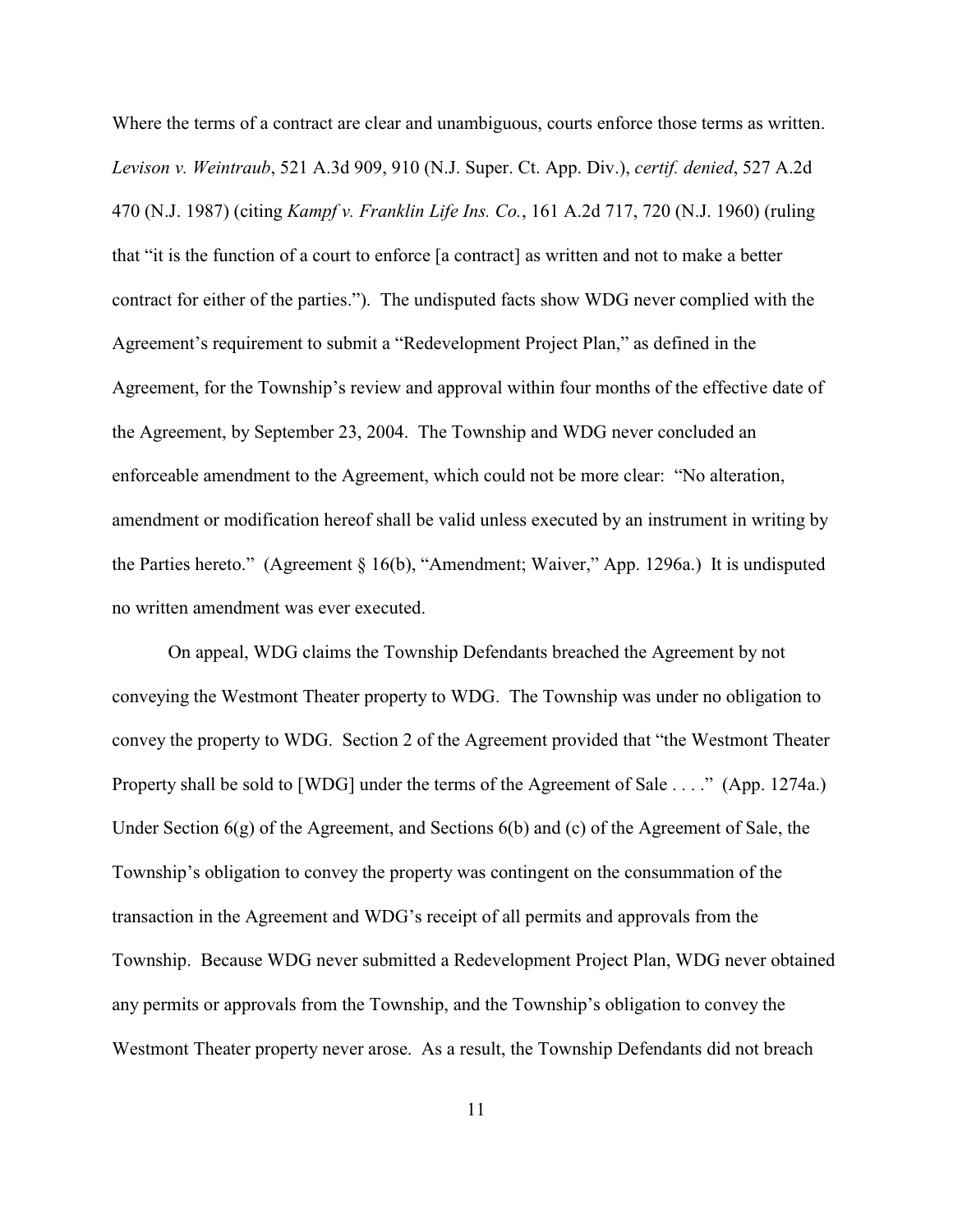Where the terms of a contract are clear and unambiguous, courts enforce those terms as written. *Levison v. Weintraub*, 521 A.3d 909, 910 (N.J. Super. Ct. App. Div.), *certif. denied*, 527 A.2d 470 (N.J. 1987) (citing *Kampf v. Franklin Life Ins. Co.*, 161 A.2d 717, 720 (N.J. 1960) (ruling that "it is the function of a court to enforce [a contract] as written and not to make a better contract for either of the parties."). The undisputed facts show WDG never complied with the Agreement's requirement to submit a "Redevelopment Project Plan," as defined in the Agreement, for the Township's review and approval within four months of the effective date of the Agreement, by September 23, 2004. The Township and WDG never concluded an enforceable amendment to the Agreement, which could not be more clear: "No alteration, amendment or modification hereof shall be valid unless executed by an instrument in writing by the Parties hereto." (Agreement § 16(b), "Amendment; Waiver," App. 1296a.) It is undisputed no written amendment was ever executed.

On appeal, WDG claims the Township Defendants breached the Agreement by not conveying the Westmont Theater property to WDG. The Township was under no obligation to convey the property to WDG. Section 2 of the Agreement provided that "the Westmont Theater Property shall be sold to [WDG] under the terms of the Agreement of Sale . . . ." (App. 1274a.) Under Section 6(g) of the Agreement, and Sections 6(b) and (c) of the Agreement of Sale, the Township's obligation to convey the property was contingent on the consummation of the transaction in the Agreement and WDG's receipt of all permits and approvals from the Township. Because WDG never submitted a Redevelopment Project Plan, WDG never obtained any permits or approvals from the Township, and the Township's obligation to convey the Westmont Theater property never arose. As a result, the Township Defendants did not breach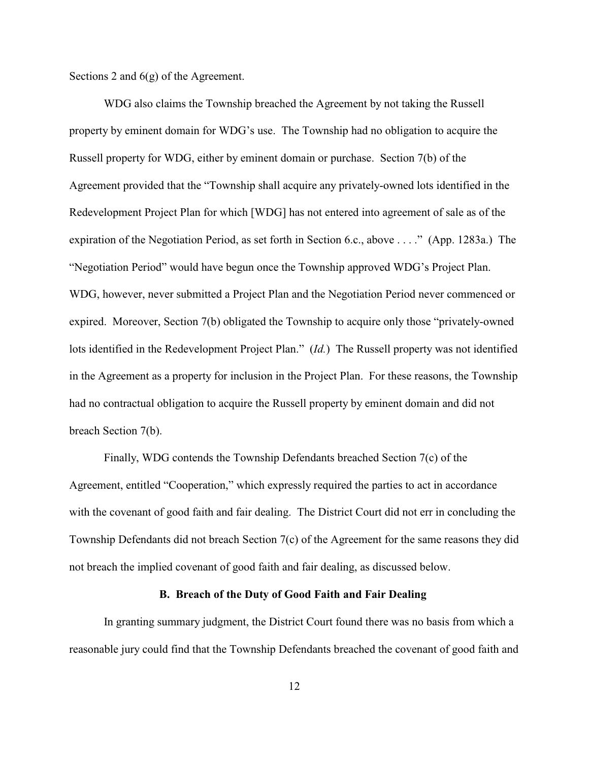Sections 2 and 6(g) of the Agreement.

WDG also claims the Township breached the Agreement by not taking the Russell property by eminent domain for WDG's use. The Township had no obligation to acquire the Russell property for WDG, either by eminent domain or purchase. Section 7(b) of the Agreement provided that the "Township shall acquire any privately-owned lots identified in the Redevelopment Project Plan for which [WDG] has not entered into agreement of sale as of the expiration of the Negotiation Period, as set forth in Section 6.c., above . . . ." (App. 1283a.) The "Negotiation Period" would have begun once the Township approved WDG's Project Plan. WDG, however, never submitted a Project Plan and the Negotiation Period never commenced or expired. Moreover, Section 7(b) obligated the Township to acquire only those "privately-owned lots identified in the Redevelopment Project Plan." (*Id.*) The Russell property was not identified in the Agreement as a property for inclusion in the Project Plan. For these reasons, the Township had no contractual obligation to acquire the Russell property by eminent domain and did not breach Section 7(b).

Finally, WDG contends the Township Defendants breached Section 7(c) of the Agreement, entitled "Cooperation," which expressly required the parties to act in accordance with the covenant of good faith and fair dealing. The District Court did not err in concluding the Township Defendants did not breach Section 7(c) of the Agreement for the same reasons they did not breach the implied covenant of good faith and fair dealing, as discussed below.

**B. Breach of the Duty of Good Faith and Fair Dealing**

In granting summary judgment, the District Court found there was no basis from which a reasonable jury could find that the Township Defendants breached the covenant of good faith and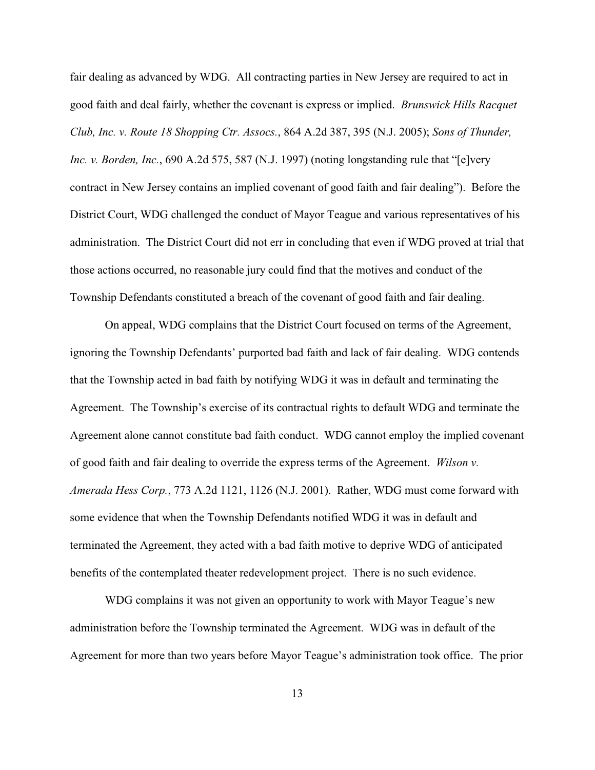fair dealing as advanced by WDG. All contracting parties in New Jersey are required to act in good faith and deal fairly, whether the covenant is express or implied. *Brunswick Hills Racquet Club, Inc. v. Route 18 Shopping Ctr. Assocs.*, 864 A.2d 387, 395 (N.J. 2005); *Sons of Thunder, Inc. v. Borden, Inc.*, 690 A.2d 575, 587 (N.J. 1997) (noting longstanding rule that "[e]very contract in New Jersey contains an implied covenant of good faith and fair dealing"). Before the District Court, WDG challenged the conduct of Mayor Teague and various representatives of his administration. The District Court did not err in concluding that even if WDG proved at trial that those actions occurred, no reasonable jury could find that the motives and conduct of the Township Defendants constituted a breach of the covenant of good faith and fair dealing.

On appeal, WDG complains that the District Court focused on terms of the Agreement, ignoring the Township Defendants' purported bad faith and lack of fair dealing. WDG contends that the Township acted in bad faith by notifying WDG it was in default and terminating the Agreement. The Township's exercise of its contractual rights to default WDG and terminate the Agreement alone cannot constitute bad faith conduct. WDG cannot employ the implied covenant of good faith and fair dealing to override the express terms of the Agreement. *Wilson v. Amerada Hess Corp.*, 773 A.2d 1121, 1126 (N.J. 2001). Rather, WDG must come forward with some evidence that when the Township Defendants notified WDG it was in default and terminated the Agreement, they acted with a bad faith motive to deprive WDG of anticipated benefits of the contemplated theater redevelopment project. There is no such evidence.

WDG complains it was not given an opportunity to work with Mayor Teague's new administration before the Township terminated the Agreement. WDG was in default of the Agreement for more than two years before Mayor Teague's administration took office. The prior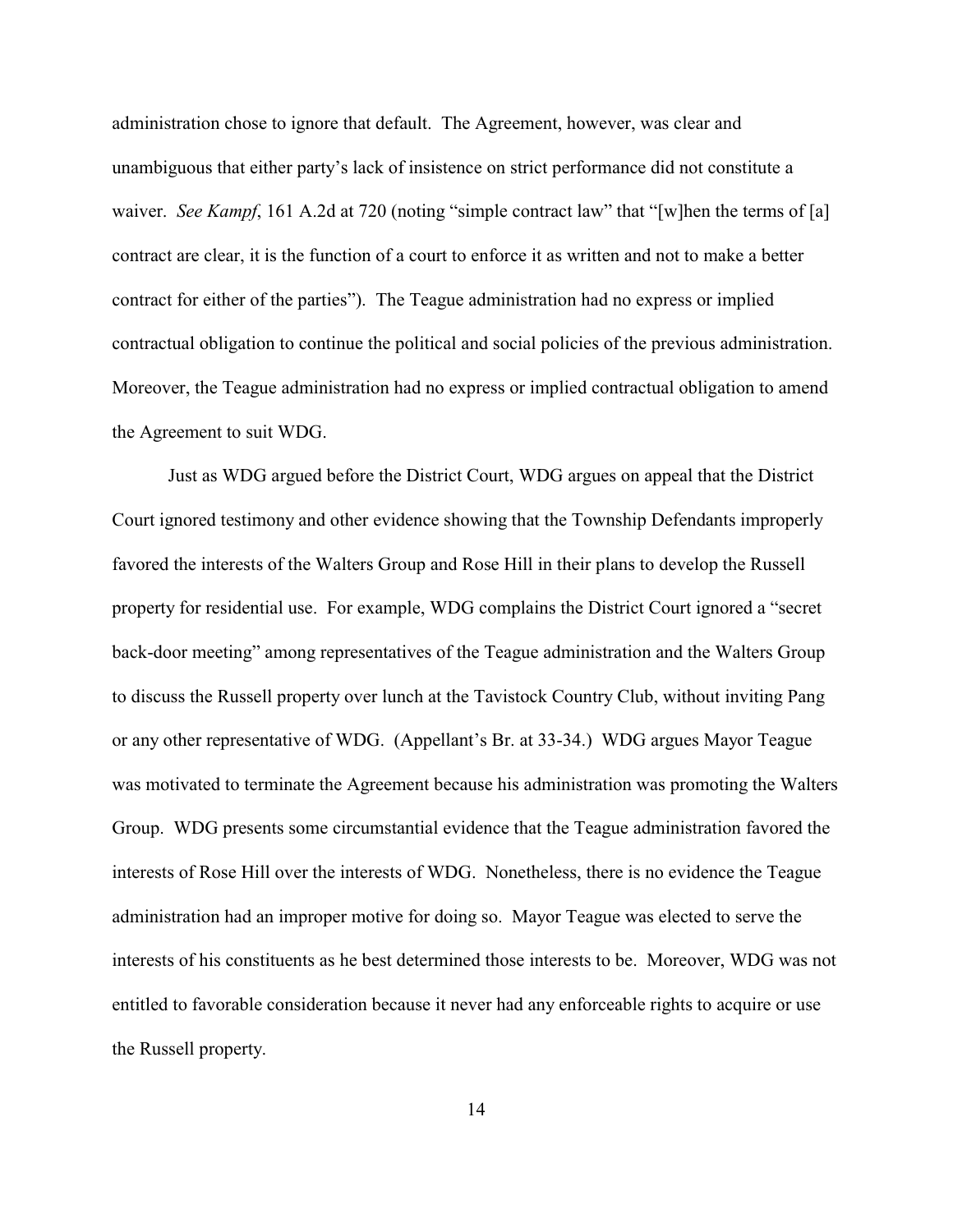administration chose to ignore that default. The Agreement, however, was clear and unambiguous that either party's lack of insistence on strict performance did not constitute a waiver. *See Kampf*, 161 A.2d at 720 (noting "simple contract law" that "[w]hen the terms of [a] contract are clear, it is the function of a court to enforce it as written and not to make a better contract for either of the parties"). The Teague administration had no express or implied contractual obligation to continue the political and social policies of the previous administration. Moreover, the Teague administration had no express or implied contractual obligation to amend the Agreement to suit WDG.

Just as WDG argued before the District Court, WDG argues on appeal that the District Court ignored testimony and other evidence showing that the Township Defendants improperly favored the interests of the Walters Group and Rose Hill in their plans to develop the Russell property for residential use. For example, WDG complains the District Court ignored a "secret back-door meeting" among representatives of the Teague administration and the Walters Group to discuss the Russell property over lunch at the Tavistock Country Club, without inviting Pang or any other representative of WDG. (Appellant's Br. at 33-34.) WDG argues Mayor Teague was motivated to terminate the Agreement because his administration was promoting the Walters Group. WDG presents some circumstantial evidence that the Teague administration favored the interests of Rose Hill over the interests of WDG. Nonetheless, there is no evidence the Teague administration had an improper motive for doing so. Mayor Teague was elected to serve the interests of his constituents as he best determined those interests to be. Moreover, WDG was not entitled to favorable consideration because it never had any enforceable rights to acquire or use the Russell property.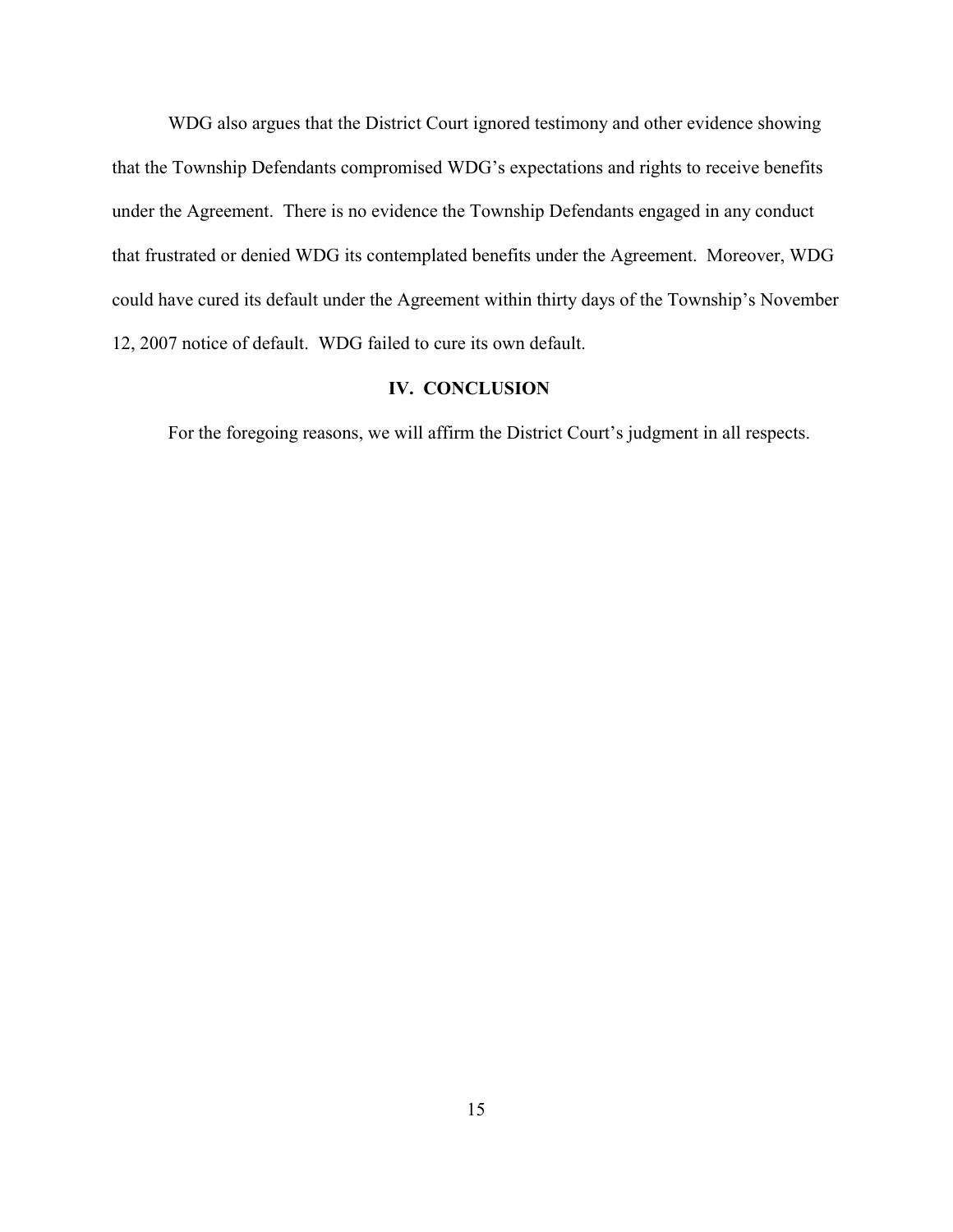WDG also argues that the District Court ignored testimony and other evidence showing that the Township Defendants compromised WDG's expectations and rights to receive benefits under the Agreement. There is no evidence the Township Defendants engaged in any conduct that frustrated or denied WDG its contemplated benefits under the Agreement. Moreover, WDG could have cured its default under the Agreement within thirty days of the Township's November 12, 2007 notice of default. WDG failed to cure its own default.

## IV. CONCLUSION

For the foregoing reasons, we will affirm the District Court's judgment in all respects.